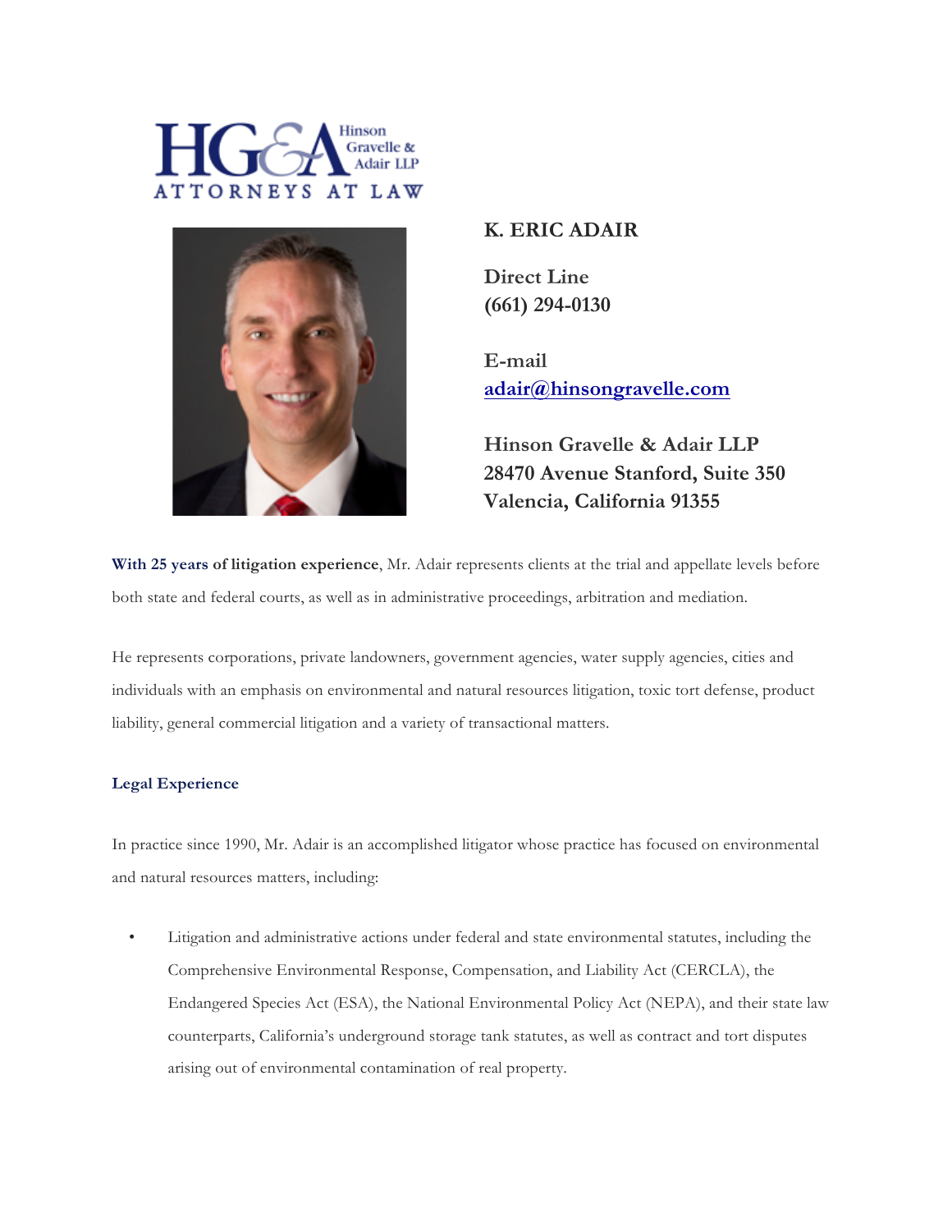HG&A Hinson Gravelle & Adair LLP

ATTORNEYS AT LAW

# K. ERIC ADAIR

**Direct Line**
**(661) 294-0130**

**E-mail**
**adair@hinsongravelle.com**

**Hinson Gravelle & Adair LLP**
**28470 Avenue Stanford, Suite 350**
**Valencia, California 91355**

**With 25 years of litigation experience**, Mr. Adair represents clients at the trial and appellate levels before both state and federal courts, as well as in administrative proceedings, arbitration and mediation.

He represents corporations, private landowners, government agencies, water supply agencies, cities and individuals with an emphasis on environmental and natural resources litigation, toxic tort defense, product liability, general commercial litigation and a variety of transactional matters.

## Legal Experience

In practice since 1990, Mr. Adair is an accomplished litigator whose practice has focused on environmental and natural resources matters, including:

- Litigation and administrative actions under federal and state environmental statutes, including the Comprehensive Environmental Response, Compensation, and Liability Act (CERCLA), the Endangered Species Act (ESA), the National Environmental Policy Act (NEPA), and their state law counterparts, California's underground storage tank statutes, as well as contract and tort disputes arising out of environmental contamination of real property.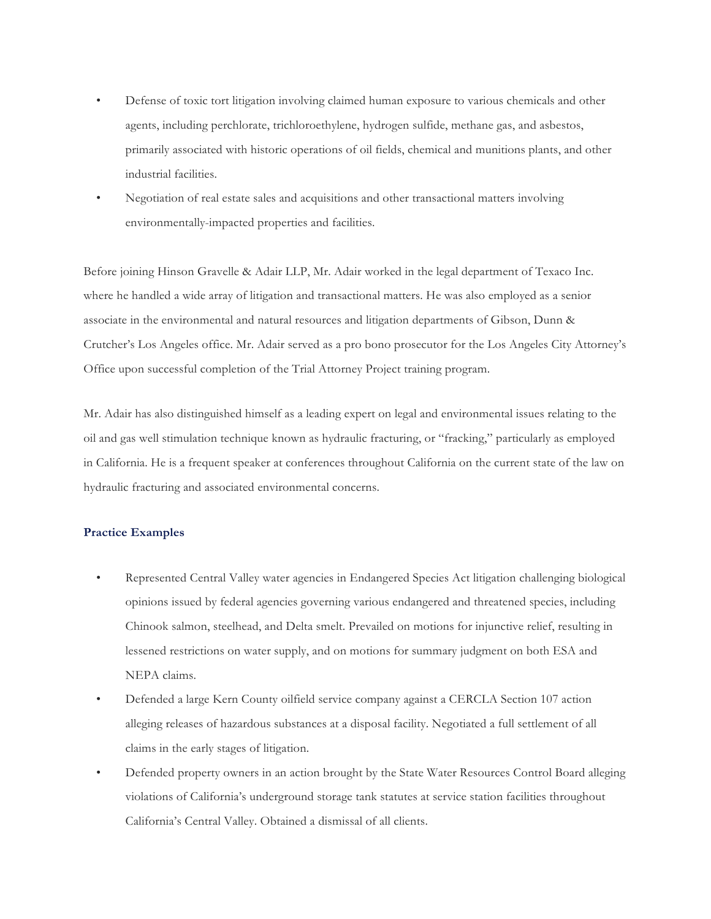- Defense of toxic tort litigation involving claimed human exposure to various chemicals and other agents, including perchlorate, trichloroethylene, hydrogen sulfide, methane gas, and asbestos, primarily associated with historic operations of oil fields, chemical and munitions plants, and other industrial facilities.
- Negotiation of real estate sales and acquisitions and other transactional matters involving environmentally-impacted properties and facilities.

Before joining Hinson Gravelle & Adair LLP, Mr. Adair worked in the legal department of Texaco Inc. where he handled a wide array of litigation and transactional matters. He was also employed as a senior associate in the environmental and natural resources and litigation departments of Gibson, Dunn & Crutcher's Los Angeles office. Mr. Adair served as a pro bono prosecutor for the Los Angeles City Attorney's Office upon successful completion of the Trial Attorney Project training program.

Mr. Adair has also distinguished himself as a leading expert on legal and environmental issues relating to the oil and gas well stimulation technique known as hydraulic fracturing, or "fracking," particularly as employed in California. He is a frequent speaker at conferences throughout California on the current state of the law on hydraulic fracturing and associated environmental concerns.

**Practice Examples**

- Represented Central Valley water agencies in Endangered Species Act litigation challenging biological opinions issued by federal agencies governing various endangered and threatened species, including Chinook salmon, steelhead, and Delta smelt. Prevailed on motions for injunctive relief, resulting in lessened restrictions on water supply, and on motions for summary judgment on both ESA and NEPA claims.
- Defended a large Kern County oilfield service company against a CERCLA Section 107 action alleging releases of hazardous substances at a disposal facility. Negotiated a full settlement of all claims in the early stages of litigation.
- Defended property owners in an action brought by the State Water Resources Control Board alleging violations of California's underground storage tank statutes at service station facilities throughout California's Central Valley. Obtained a dismissal of all clients.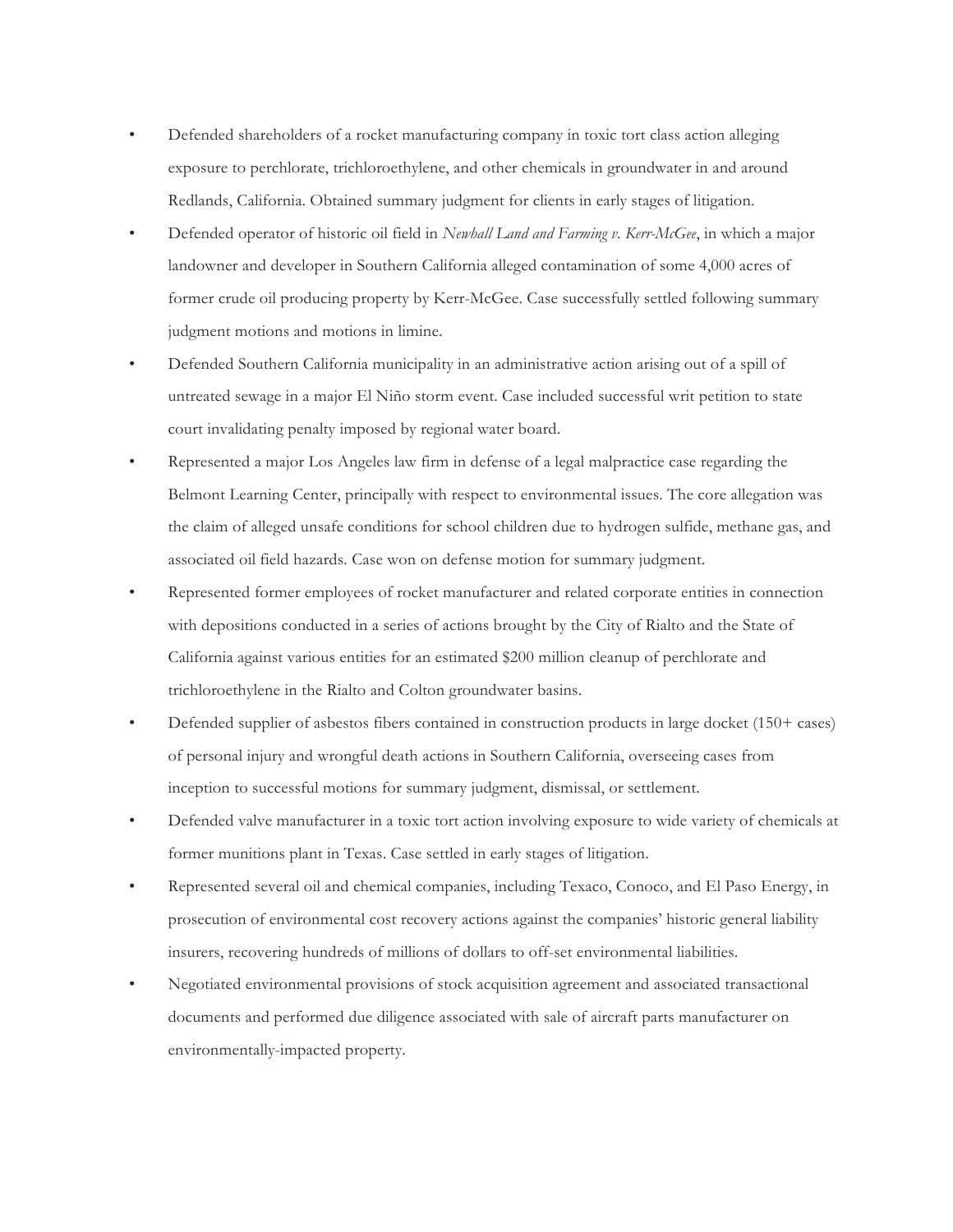- Defended shareholders of a rocket manufacturing company in toxic tort class action alleging exposure to perchlorate, trichloroethylene, and other chemicals in groundwater in and around Redlands, California. Obtained summary judgment for clients in early stages of litigation.
- Defended operator of historic oil field in *Newhall Land and Farming v. Kerr-McGee*, in which a major landowner and developer in Southern California alleged contamination of some 4,000 acres of former crude oil producing property by Kerr-McGee. Case successfully settled following summary judgment motions and motions in limine.
- Defended Southern California municipality in an administrative action arising out of a spill of untreated sewage in a major El Niño storm event. Case included successful writ petition to state court invalidating penalty imposed by regional water board.
- Represented a major Los Angeles law firm in defense of a legal malpractice case regarding the Belmont Learning Center, principally with respect to environmental issues. The core allegation was the claim of alleged unsafe conditions for school children due to hydrogen sulfide, methane gas, and associated oil field hazards. Case won on defense motion for summary judgment.
- Represented former employees of rocket manufacturer and related corporate entities in connection with depositions conducted in a series of actions brought by the City of Rialto and the State of California against various entities for an estimated $200 million cleanup of perchlorate and trichloroethylene in the Rialto and Colton groundwater basins.
- Defended supplier of asbestos fibers contained in construction products in large docket (150+ cases) of personal injury and wrongful death actions in Southern California, overseeing cases from inception to successful motions for summary judgment, dismissal, or settlement.
- Defended valve manufacturer in a toxic tort action involving exposure to wide variety of chemicals at former munitions plant in Texas. Case settled in early stages of litigation.
- Represented several oil and chemical companies, including Texaco, Conoco, and El Paso Energy, in prosecution of environmental cost recovery actions against the companies' historic general liability insurers, recovering hundreds of millions of dollars to off-set environmental liabilities.
- Negotiated environmental provisions of stock acquisition agreement and associated transactional documents and performed due diligence associated with sale of aircraft parts manufacturer on environmentally-impacted property.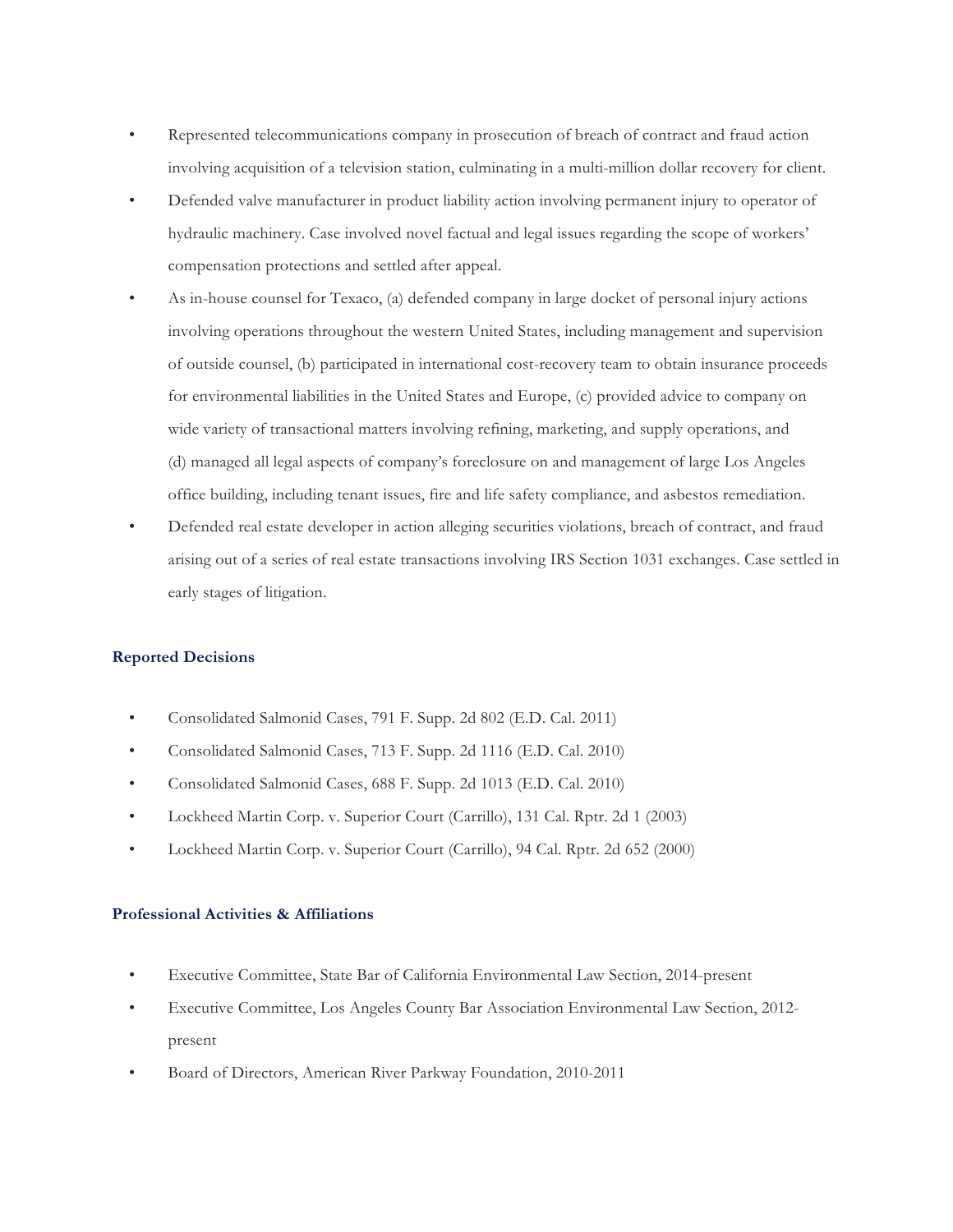- Represented telecommunications company in prosecution of breach of contract and fraud action involving acquisition of a television station, culminating in a multi-million dollar recovery for client.
- Defended valve manufacturer in product liability action involving permanent injury to operator of hydraulic machinery. Case involved novel factual and legal issues regarding the scope of workers' compensation protections and settled after appeal.
- As in-house counsel for Texaco, (a) defended company in large docket of personal injury actions involving operations throughout the western United States, including management and supervision of outside counsel, (b) participated in international cost-recovery team to obtain insurance proceeds for environmental liabilities in the United States and Europe, (c) provided advice to company on wide variety of transactional matters involving refining, marketing, and supply operations, and (d) managed all legal aspects of company's foreclosure on and management of large Los Angeles office building, including tenant issues, fire and life safety compliance, and asbestos remediation.
- Defended real estate developer in action alleging securities violations, breach of contract, and fraud arising out of a series of real estate transactions involving IRS Section 1031 exchanges. Case settled in early stages of litigation.

### Reported Decisions

- Consolidated Salmonid Cases, 791 F. Supp. 2d 802 (E.D. Cal. 2011)
- Consolidated Salmonid Cases, 713 F. Supp. 2d 1116 (E.D. Cal. 2010)
- Consolidated Salmonid Cases, 688 F. Supp. 2d 1013 (E.D. Cal. 2010)
- Lockheed Martin Corp. v. Superior Court (Carrillo), 131 Cal. Rptr. 2d 1 (2003)
- Lockheed Martin Corp. v. Superior Court (Carrillo), 94 Cal. Rptr. 2d 652 (2000)

### Professional Activities & Affiliations

- Executive Committee, State Bar of California Environmental Law Section, 2014-present
- Executive Committee, Los Angeles County Bar Association Environmental Law Section, 2012-present
- Board of Directors, American River Parkway Foundation, 2010-2011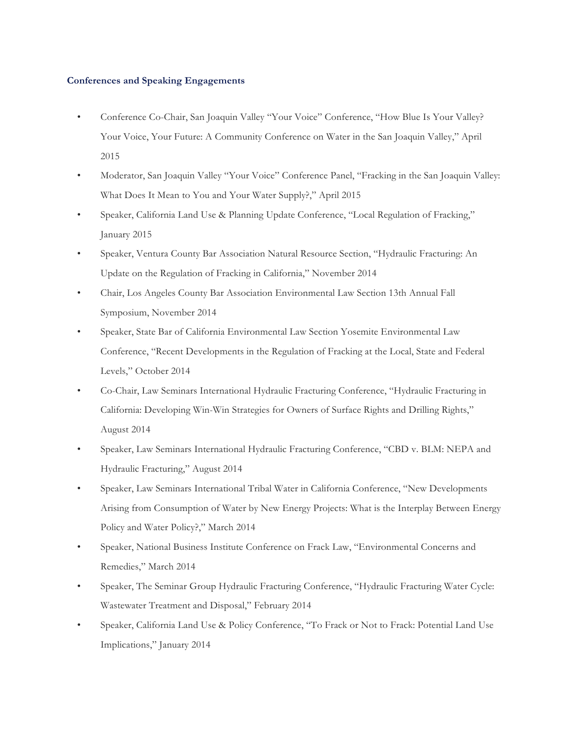### Conferences and Speaking Engagements

- Conference Co-Chair, San Joaquin Valley "Your Voice" Conference, "How Blue Is Your Valley? Your Voice, Your Future: A Community Conference on Water in the San Joaquin Valley," April 2015
- Moderator, San Joaquin Valley "Your Voice" Conference Panel, "Fracking in the San Joaquin Valley: What Does It Mean to You and Your Water Supply?," April 2015
- Speaker, California Land Use & Planning Update Conference, "Local Regulation of Fracking," January 2015
- Speaker, Ventura County Bar Association Natural Resource Section, "Hydraulic Fracturing: An Update on the Regulation of Fracking in California," November 2014
- Chair, Los Angeles County Bar Association Environmental Law Section 13th Annual Fall Symposium, November 2014
- Speaker, State Bar of California Environmental Law Section Yosemite Environmental Law Conference, "Recent Developments in the Regulation of Fracking at the Local, State and Federal Levels," October 2014
- Co-Chair, Law Seminars International Hydraulic Fracturing Conference, "Hydraulic Fracturing in California: Developing Win-Win Strategies for Owners of Surface Rights and Drilling Rights," August 2014
- Speaker, Law Seminars International Hydraulic Fracturing Conference, "CBD v. BLM: NEPA and Hydraulic Fracturing," August 2014
- Speaker, Law Seminars International Tribal Water in California Conference, "New Developments Arising from Consumption of Water by New Energy Projects: What is the Interplay Between Energy Policy and Water Policy?," March 2014
- Speaker, National Business Institute Conference on Frack Law, "Environmental Concerns and Remedies," March 2014
- Speaker, The Seminar Group Hydraulic Fracturing Conference, "Hydraulic Fracturing Water Cycle: Wastewater Treatment and Disposal," February 2014
- Speaker, California Land Use & Policy Conference, "To Frack or Not to Frack: Potential Land Use Implications," January 2014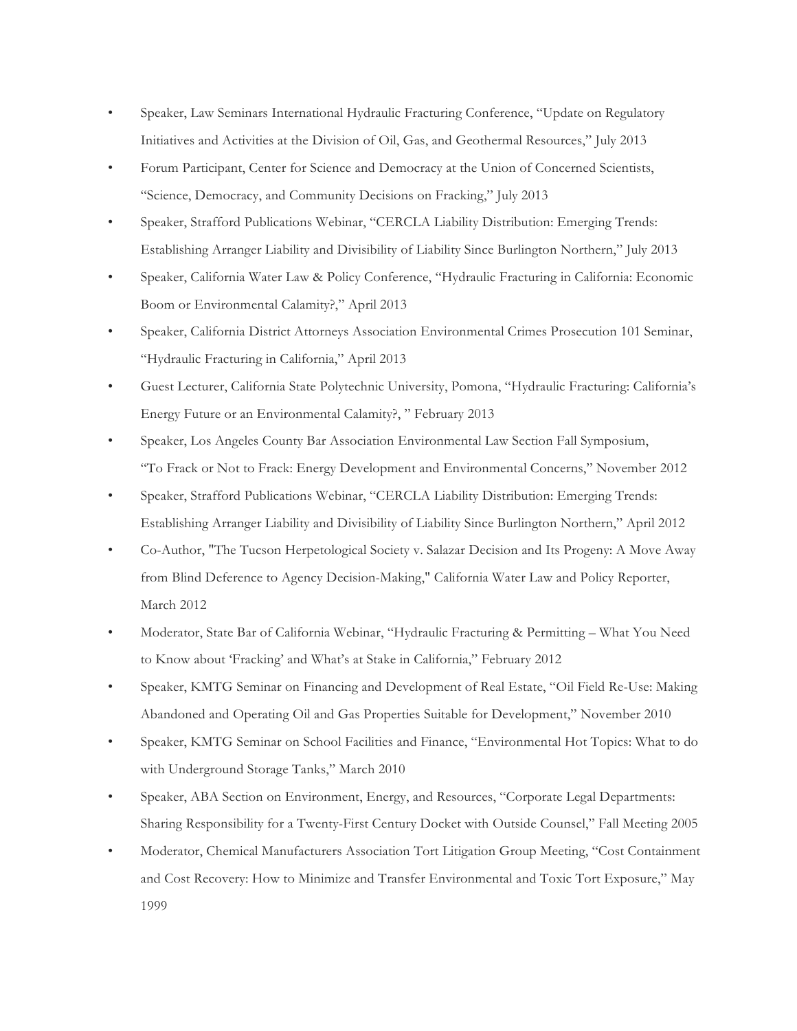- Speaker, Law Seminars International Hydraulic Fracturing Conference, "Update on Regulatory Initiatives and Activities at the Division of Oil, Gas, and Geothermal Resources," July 2013
- Forum Participant, Center for Science and Democracy at the Union of Concerned Scientists, "Science, Democracy, and Community Decisions on Fracking," July 2013
- Speaker, Strafford Publications Webinar, "CERCLA Liability Distribution: Emerging Trends: Establishing Arranger Liability and Divisibility of Liability Since Burlington Northern," July 2013
- Speaker, California Water Law & Policy Conference, "Hydraulic Fracturing in California: Economic Boom or Environmental Calamity?," April 2013
- Speaker, California District Attorneys Association Environmental Crimes Prosecution 101 Seminar, "Hydraulic Fracturing in California," April 2013
- Guest Lecturer, California State Polytechnic University, Pomona, "Hydraulic Fracturing: California's Energy Future or an Environmental Calamity?, " February 2013
- Speaker, Los Angeles County Bar Association Environmental Law Section Fall Symposium, "To Frack or Not to Frack: Energy Development and Environmental Concerns," November 2012
- Speaker, Strafford Publications Webinar, "CERCLA Liability Distribution: Emerging Trends: Establishing Arranger Liability and Divisibility of Liability Since Burlington Northern," April 2012
- Co-Author, "The Tucson Herpetological Society v. Salazar Decision and Its Progeny: A Move Away from Blind Deference to Agency Decision-Making," California Water Law and Policy Reporter, March 2012
- Moderator, State Bar of California Webinar, "Hydraulic Fracturing & Permitting – What You Need to Know about 'Fracking' and What's at Stake in California," February 2012
- Speaker, KMTG Seminar on Financing and Development of Real Estate, "Oil Field Re-Use: Making Abandoned and Operating Oil and Gas Properties Suitable for Development," November 2010
- Speaker, KMTG Seminar on School Facilities and Finance, "Environmental Hot Topics: What to do with Underground Storage Tanks," March 2010
- Speaker, ABA Section on Environment, Energy, and Resources, "Corporate Legal Departments: Sharing Responsibility for a Twenty-First Century Docket with Outside Counsel," Fall Meeting 2005
- Moderator, Chemical Manufacturers Association Tort Litigation Group Meeting, "Cost Containment and Cost Recovery: How to Minimize and Transfer Environmental and Toxic Tort Exposure," May 1999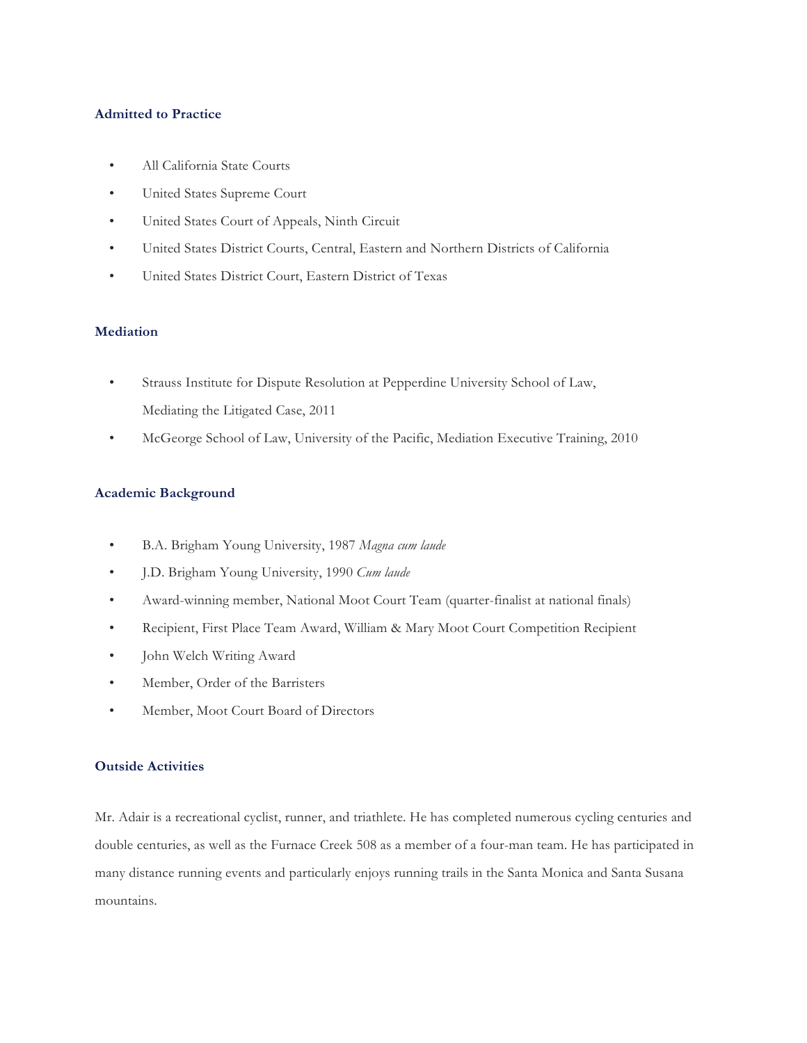### Admitted to Practice

- All California State Courts
- United States Supreme Court
- United States Court of Appeals, Ninth Circuit
- United States District Courts, Central, Eastern and Northern Districts of California
- United States District Court, Eastern District of Texas

### Mediation

- Strauss Institute for Dispute Resolution at Pepperdine University School of Law, Mediating the Litigated Case, 2011
- McGeorge School of Law, University of the Pacific, Mediation Executive Training, 2010

### Academic Background

- B.A. Brigham Young University, 1987 *Magna cum laude*
- J.D. Brigham Young University, 1990 *Cum laude*
- Award-winning member, National Moot Court Team (quarter-finalist at national finals)
- Recipient, First Place Team Award, William & Mary Moot Court Competition Recipient
- John Welch Writing Award
- Member, Order of the Barristers
- Member, Moot Court Board of Directors

### Outside Activities

Mr. Adair is a recreational cyclist, runner, and triathlete. He has completed numerous cycling centuries and double centuries, as well as the Furnace Creek 508 as a member of a four-man team. He has participated in many distance running events and particularly enjoys running trails in the Santa Monica and Santa Susana mountains.